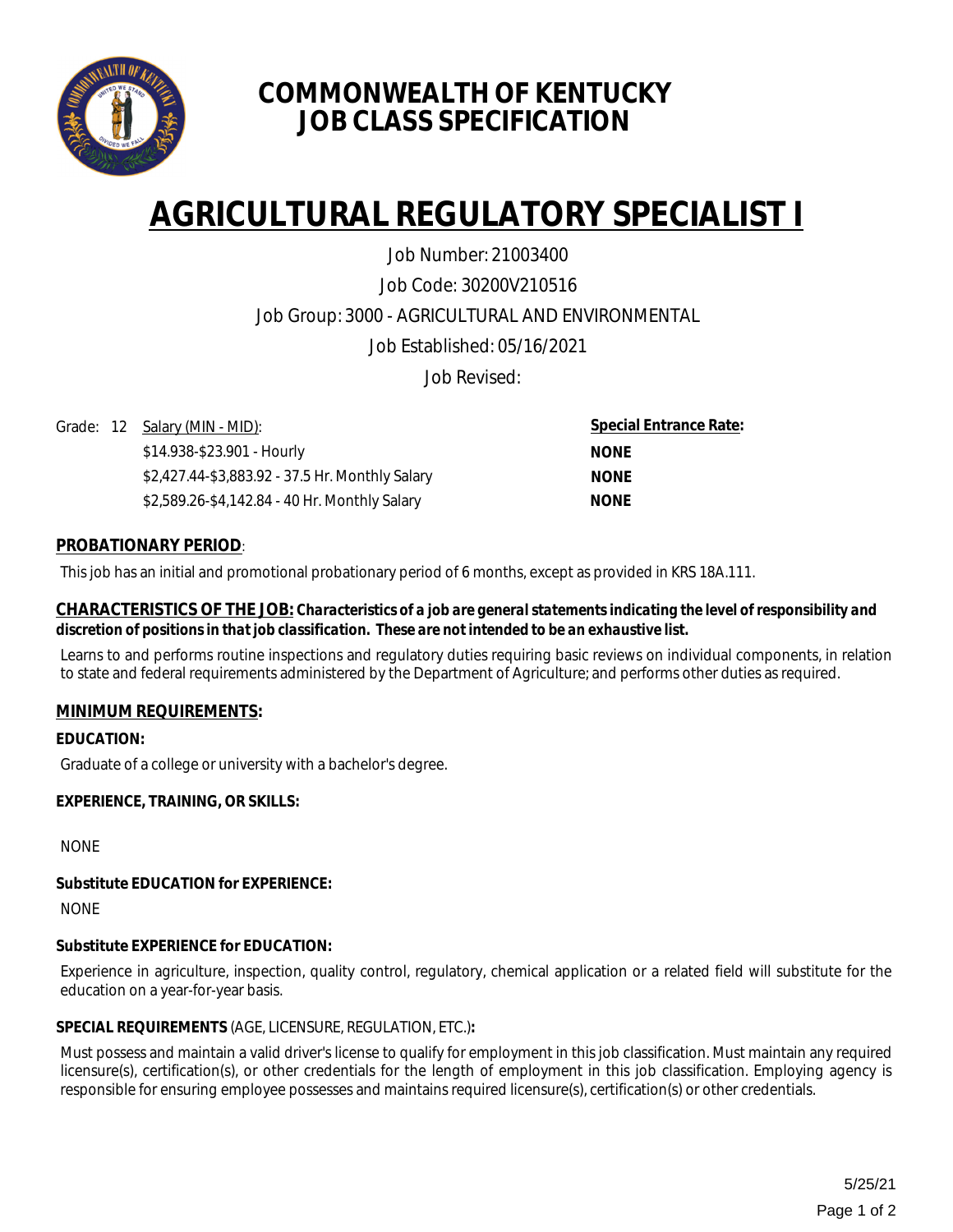# COMMONWEALTH OF KENTUCKY
# JOB CLASS SPECIFICATION

# AGRICULTURAL REGULATORY SPECIALIST I

Job Number: 21003400

Job Code: 30200V210516

Job Group: 3000 - AGRICULTURAL AND ENVIRONMENTAL

Job Established: 05/16/2021

Job Revised:

| Grade: 12 | Salary (MIN - MID): | Special Entrance Rate: |
|---|---|---|
| | $14.938-$23.901 - Hourly | NONE |
| | $2,427.44-$3,883.92 - 37.5 Hr. Monthly Salary | NONE |
| | $2,589.26-$4,142.84 - 40 Hr. Monthly Salary | NONE |

## PROBATIONARY PERIOD:

This job has an initial and promotional probationary period of 6 months, except as provided in KRS 18A.111.

## CHARACTERISTICS OF THE JOB: 

***Characteristics of a job are general statements indicating the level of responsibility and discretion of positions in that job classification. These are not intended to be an exhaustive list.***

Learns to and performs routine inspections and regulatory duties requiring basic reviews on individual components, in relation to state and federal requirements administered by the Department of Agriculture; and performs other duties as required.

## MINIMUM REQUIREMENTS:

**EDUCATION:**

Graduate of a college or university with a bachelor's degree.

**EXPERIENCE, TRAINING, OR SKILLS:**

NONE

**Substitute EDUCATION for EXPERIENCE:**

NONE

**Substitute EXPERIENCE for EDUCATION:**

Experience in agriculture, inspection, quality control, regulatory, chemical application or a related field will substitute for the education on a year-for-year basis.

**SPECIAL REQUIREMENTS** (AGE, LICENSURE, REGULATION, ETC.)**:**

Must possess and maintain a valid driver's license to qualify for employment in this job classification. Must maintain any required licensure(s), certification(s), or other credentials for the length of employment in this job classification. Employing agency is responsible for ensuring employee possesses and maintains required licensure(s), certification(s) or other credentials.

5/25/21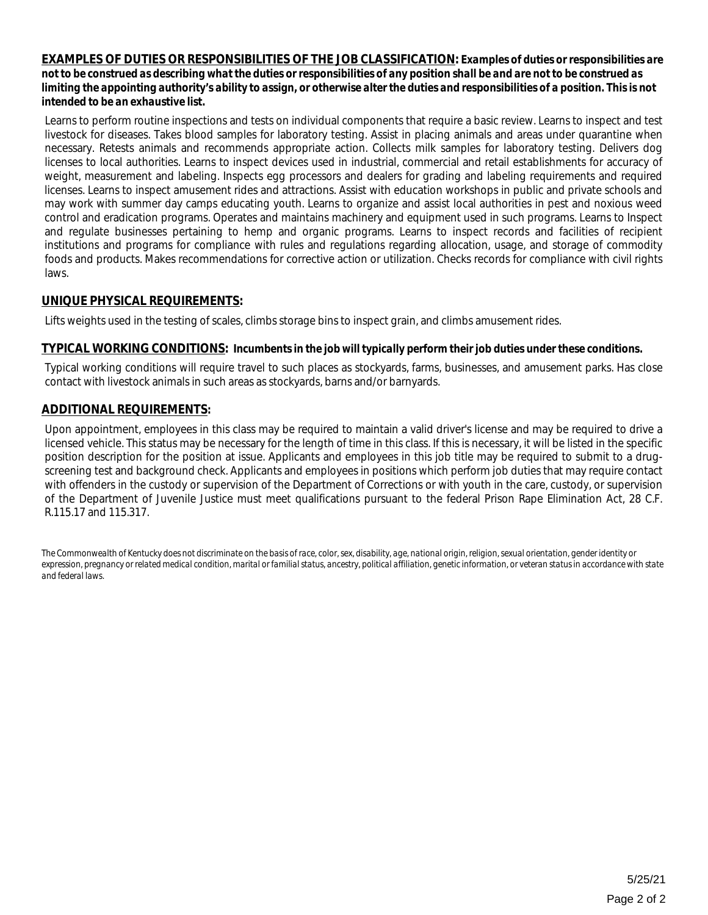**EXAMPLES OF DUTIES OR RESPONSIBILITIES OF THE JOB CLASSIFICATION:** ***Examples of duties or responsibilities are not to be construed as describing what the duties or responsibilities of any position shall be and are not to be construed as limiting the appointing authority's ability to assign, or otherwise alter the duties and responsibilities of a position. This is not intended to be an exhaustive list.***

Learns to perform routine inspections and tests on individual components that require a basic review. Learns to inspect and test livestock for diseases. Takes blood samples for laboratory testing. Assist in placing animals and areas under quarantine when necessary. Retests animals and recommends appropriate action. Collects milk samples for laboratory testing. Delivers dog licenses to local authorities. Learns to inspect devices used in industrial, commercial and retail establishments for accuracy of weight, measurement and labeling. Inspects egg processors and dealers for grading and labeling requirements and required licenses. Learns to inspect amusement rides and attractions. Assist with education workshops in public and private schools and may work with summer day camps educating youth. Learns to organize and assist local authorities in pest and noxious weed control and eradication programs. Operates and maintains machinery and equipment used in such programs. Learns to Inspect and regulate businesses pertaining to hemp and organic programs. Learns to inspect records and facilities of recipient institutions and programs for compliance with rules and regulations regarding allocation, usage, and storage of commodity foods and products. Makes recommendations for corrective action or utilization. Checks records for compliance with civil rights laws.

**UNIQUE PHYSICAL REQUIREMENTS:**

Lifts weights used in the testing of scales, climbs storage bins to inspect grain, and climbs amusement rides.

**TYPICAL WORKING CONDITIONS:** **Incumbents in the job will typically perform their job duties under these conditions.**

Typical working conditions will require travel to such places as stockyards, farms, businesses, and amusement parks. Has close contact with livestock animals in such areas as stockyards, barns and/or barnyards.

**ADDITIONAL REQUIREMENTS:**

Upon appointment, employees in this class may be required to maintain a valid driver's license and may be required to drive a licensed vehicle. This status may be necessary for the length of time in this class. If this is necessary, it will be listed in the specific position description for the position at issue. Applicants and employees in this job title may be required to submit to a drug-screening test and background check. Applicants and employees in positions which perform job duties that may require contact with offenders in the custody or supervision of the Department of Corrections or with youth in the care, custody, or supervision of the Department of Juvenile Justice must meet qualifications pursuant to the federal Prison Rape Elimination Act, 28 C.F. R.115.17 and 115.317.

*The Commonwealth of Kentucky does not discriminate on the basis of race, color, sex, disability, age, national origin, religion, sexual orientation, gender identity or expression, pregnancy or related medical condition, marital or familial status, ancestry, political affiliation, genetic information, or veteran status in accordance with state and federal laws.*

5/25/21